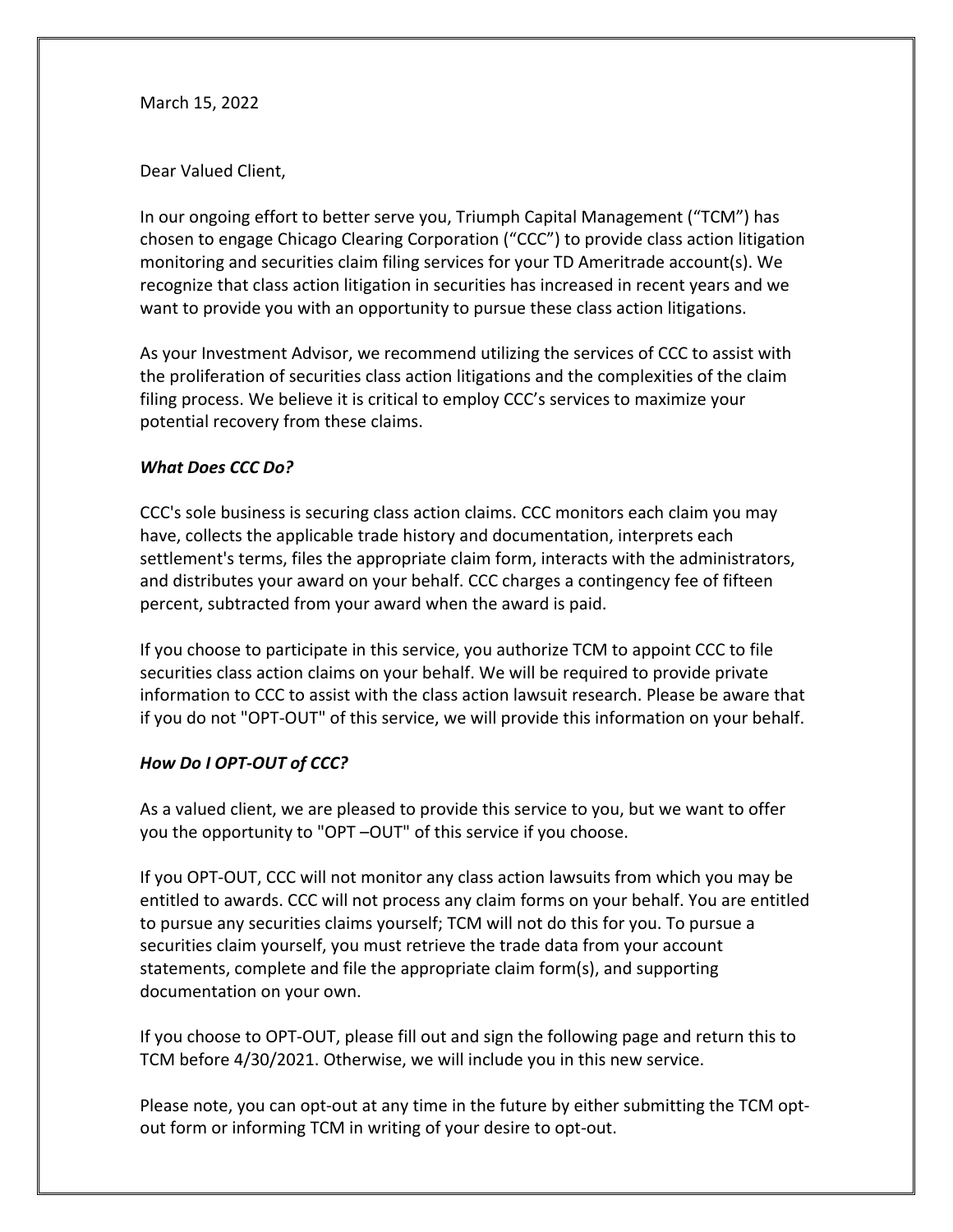March 15, 2022

Dear Valued Client,

In our ongoing effort to better serve you, Triumph Capital Management ("TCM") has chosen to engage Chicago Clearing Corporation ("CCC") to provide class action litigation monitoring and securities claim filing services for your TD Ameritrade account(s). We recognize that class action litigation in securities has increased in recent years and we want to provide you with an opportunity to pursue these class action litigations.

As your Investment Advisor, we recommend utilizing the services of CCC to assist with the proliferation of securities class action litigations and the complexities of the claim filing process. We believe it is critical to employ CCC's services to maximize your potential recovery from these claims.

***What Does CCC Do?***

CCC's sole business is securing class action claims. CCC monitors each claim you may have, collects the applicable trade history and documentation, interprets each settlement's terms, files the appropriate claim form, interacts with the administrators, and distributes your award on your behalf. CCC charges a contingency fee of fifteen percent, subtracted from your award when the award is paid.

If you choose to participate in this service, you authorize TCM to appoint CCC to file securities class action claims on your behalf. We will be required to provide private information to CCC to assist with the class action lawsuit research. Please be aware that if you do not "OPT-OUT" of this service, we will provide this information on your behalf.

***How Do I OPT-OUT of CCC?***

As a valued client, we are pleased to provide this service to you, but we want to offer you the opportunity to "OPT –OUT" of this service if you choose.

If you OPT-OUT, CCC will not monitor any class action lawsuits from which you may be entitled to awards. CCC will not process any claim forms on your behalf. You are entitled to pursue any securities claims yourself; TCM will not do this for you. To pursue a securities claim yourself, you must retrieve the trade data from your account statements, complete and file the appropriate claim form(s), and supporting documentation on your own.

If you choose to OPT-OUT, please fill out and sign the following page and return this to TCM before 4/30/2021. Otherwise, we will include you in this new service.

Please note, you can opt-out at any time in the future by either submitting the TCM opt-out form or informing TCM in writing of your desire to opt-out.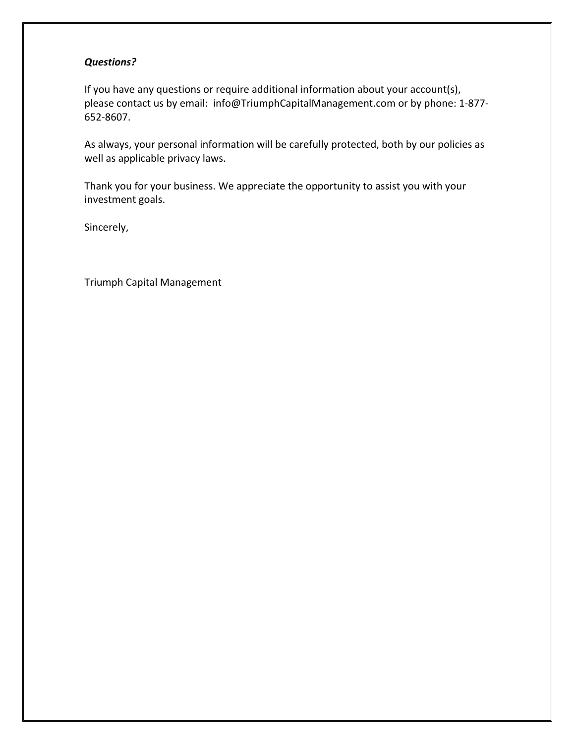***Questions?***

If you have any questions or require additional information about your account(s), please contact us by email: info@TriumphCapitalManagement.com or by phone: 1-877-652-8607.

As always, your personal information will be carefully protected, both by our policies as well as applicable privacy laws.

Thank you for your business. We appreciate the opportunity to assist you with your investment goals.

Sincerely,

Triumph Capital Management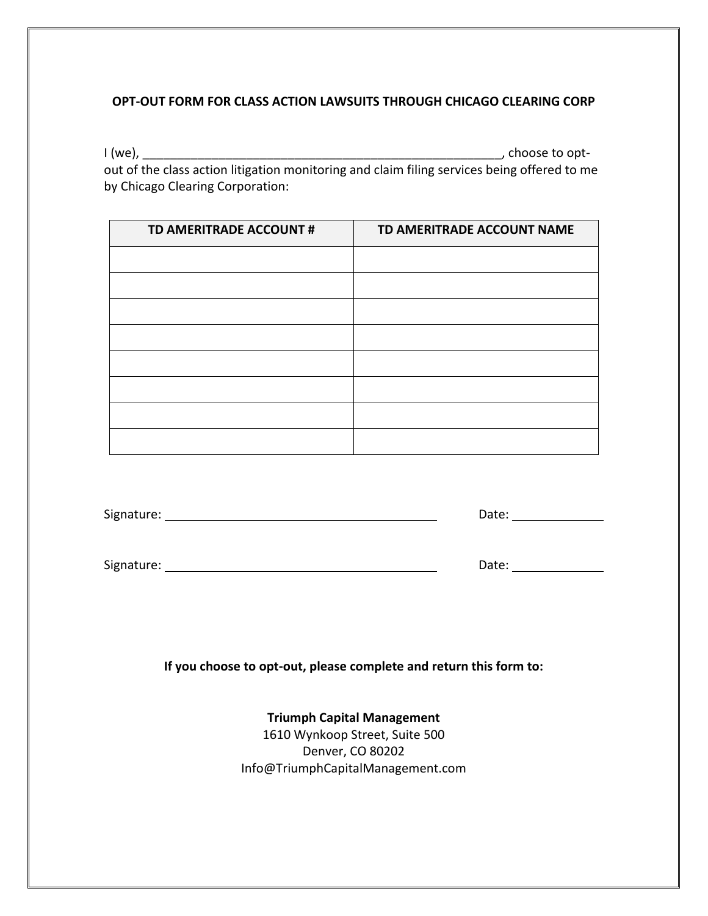**OPT-OUT FORM FOR CLASS ACTION LAWSUITS THROUGH CHICAGO CLEARING CORP**

I (we), _____________________________________________________, choose to opt-out of the class action litigation monitoring and claim filing services being offered to me by Chicago Clearing Corporation:

| TD AMERITRADE ACCOUNT # | TD AMERITRADE ACCOUNT NAME |
|---|---|
| | |
| | |
| | |
| | |
| | |
| | |
| | |
| | |

Signature: ________________________________________ Date: ______________

Signature: ________________________________________ Date: ______________

**If you choose to opt-out, please complete and return this form to:**

**Triumph Capital Management**
1610 Wynkoop Street, Suite 500
Denver, CO 80202
Info@TriumphCapitalManagement.com